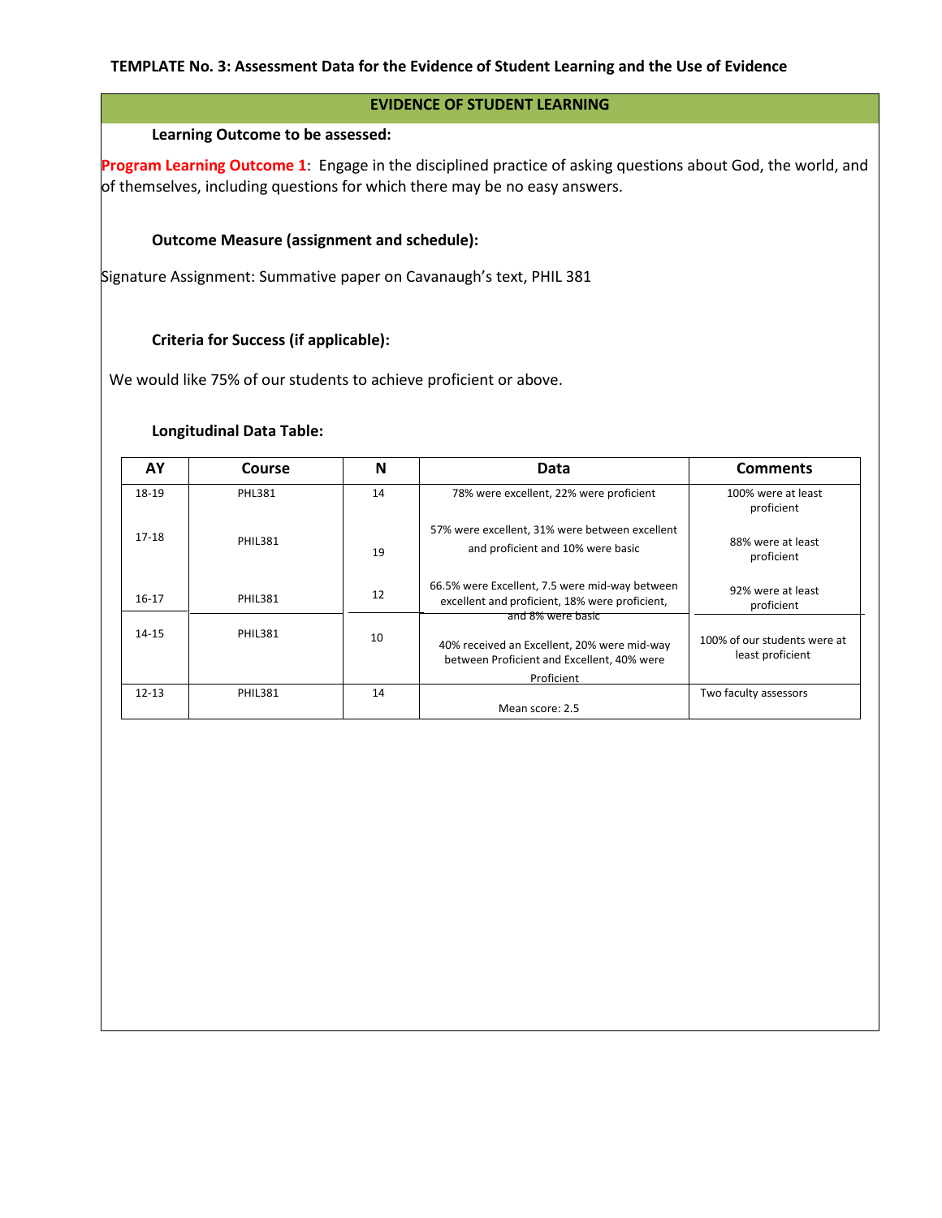**TEMPLATE No. 3: Assessment Data for the Evidence of Student Learning and the Use of Evidence**

**EVIDENCE OF STUDENT LEARNING**

**Learning Outcome to be assessed:**

**Program Learning Outcome 1**: Engage in the disciplined practice of asking questions about God, the world, and of themselves, including questions for which there may be no easy answers.

**Outcome Measure (assignment and schedule):**

Signature Assignment: Summative paper on Cavanaugh's text, PHIL 381

**Criteria for Success (if applicable):**

We would like 75% of our students to achieve proficient or above.

**Longitudinal Data Table:**

| AY | Course | N | Data | Comments |
|---|---|---|---|---|
| 18-19 | PHL381 | 14 | 78% were excellent, 22% were proficient | 100% were at least proficient |
| 17-18 | PHIL381 | 19 | 57% were excellent, 31% were between excellent and proficient and 10% were basic | 88% were at least proficient |
| 16-17 | PHIL381 | 12 | 66.5% were Excellent, 7.5 were mid-way between excellent and proficient, 18% were proficient, and 8% were basic | 92% were at least proficient |
| 14-15 | PHIL381 | 10 | 40% received an Excellent, 20% were mid-way between Proficient and Excellent, 40% were Proficient | 100% of our students were at least proficient |
| 12-13 | PHIL381 | 14 | Mean score: 2.5 | Two faculty assessors |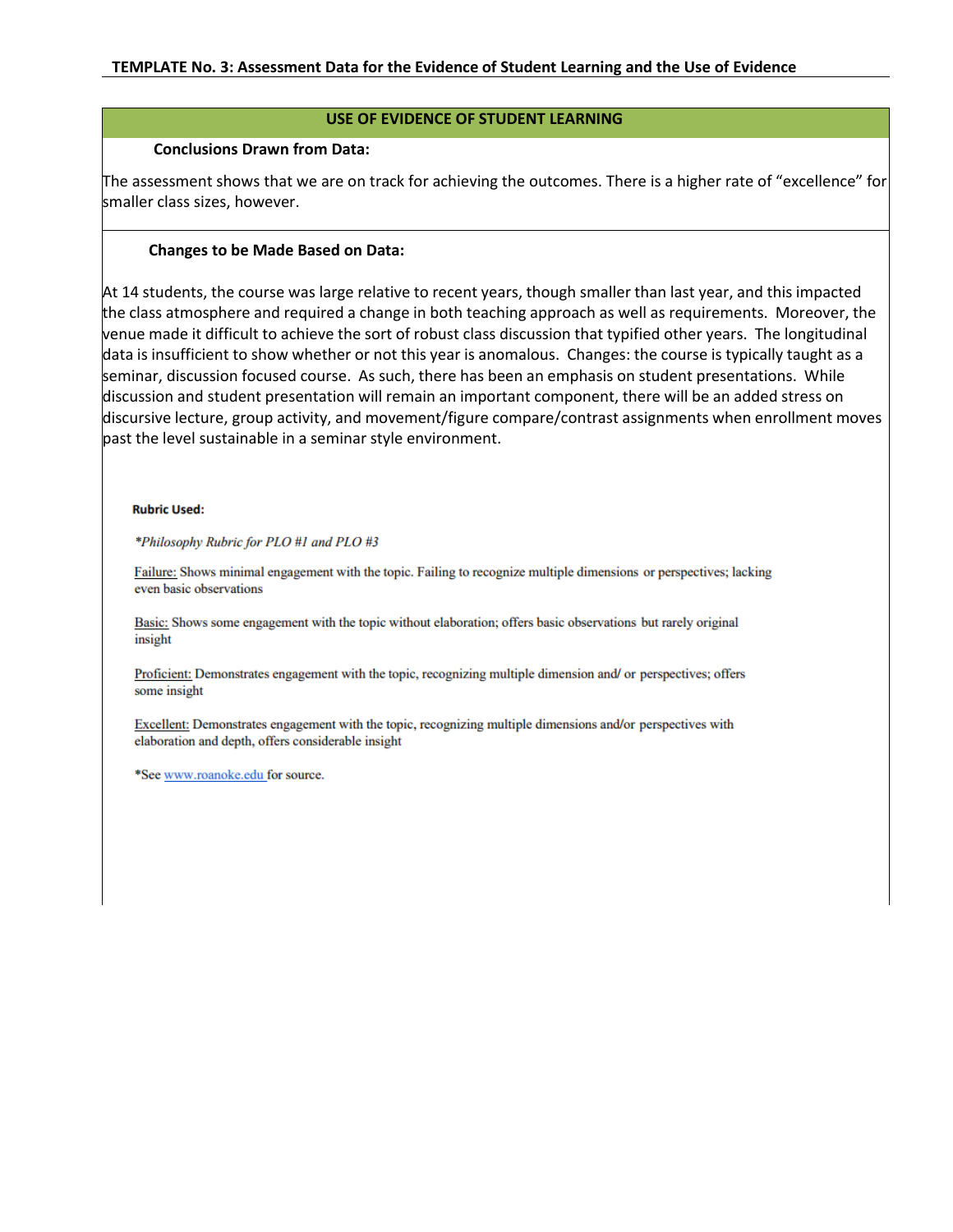**TEMPLATE No. 3: Assessment Data for the Evidence of Student Learning and the Use of Evidence**

## USE OF EVIDENCE OF STUDENT LEARNING

**Conclusions Drawn from Data:**

The assessment shows that we are on track for achieving the outcomes. There is a higher rate of "excellence" for smaller class sizes, however.

**Changes to be Made Based on Data:**

At 14 students, the course was large relative to recent years, though smaller than last year, and this impacted the class atmosphere and required a change in both teaching approach as well as requirements. Moreover, the venue made it difficult to achieve the sort of robust class discussion that typified other years. The longitudinal data is insufficient to show whether or not this year is anomalous. Changes: the course is typically taught as a seminar, discussion focused course. As such, there has been an emphasis on student presentations. While discussion and student presentation will remain an important component, there will be an added stress on discursive lecture, group activity, and movement/figure compare/contrast assignments when enrollment moves past the level sustainable in a seminar style environment.

**Rubric Used:**

*\*Philosophy Rubric for PLO #1 and PLO #3*

Failure: Shows minimal engagement with the topic. Failing to recognize multiple dimensions or perspectives; lacking even basic observations

Basic: Shows some engagement with the topic without elaboration; offers basic observations but rarely original insight

Proficient: Demonstrates engagement with the topic, recognizing multiple dimension and/ or perspectives; offers some insight

Excellent: Demonstrates engagement with the topic, recognizing multiple dimensions and/or perspectives with elaboration and depth, offers considerable insight

*See www.roanoke.edu for source.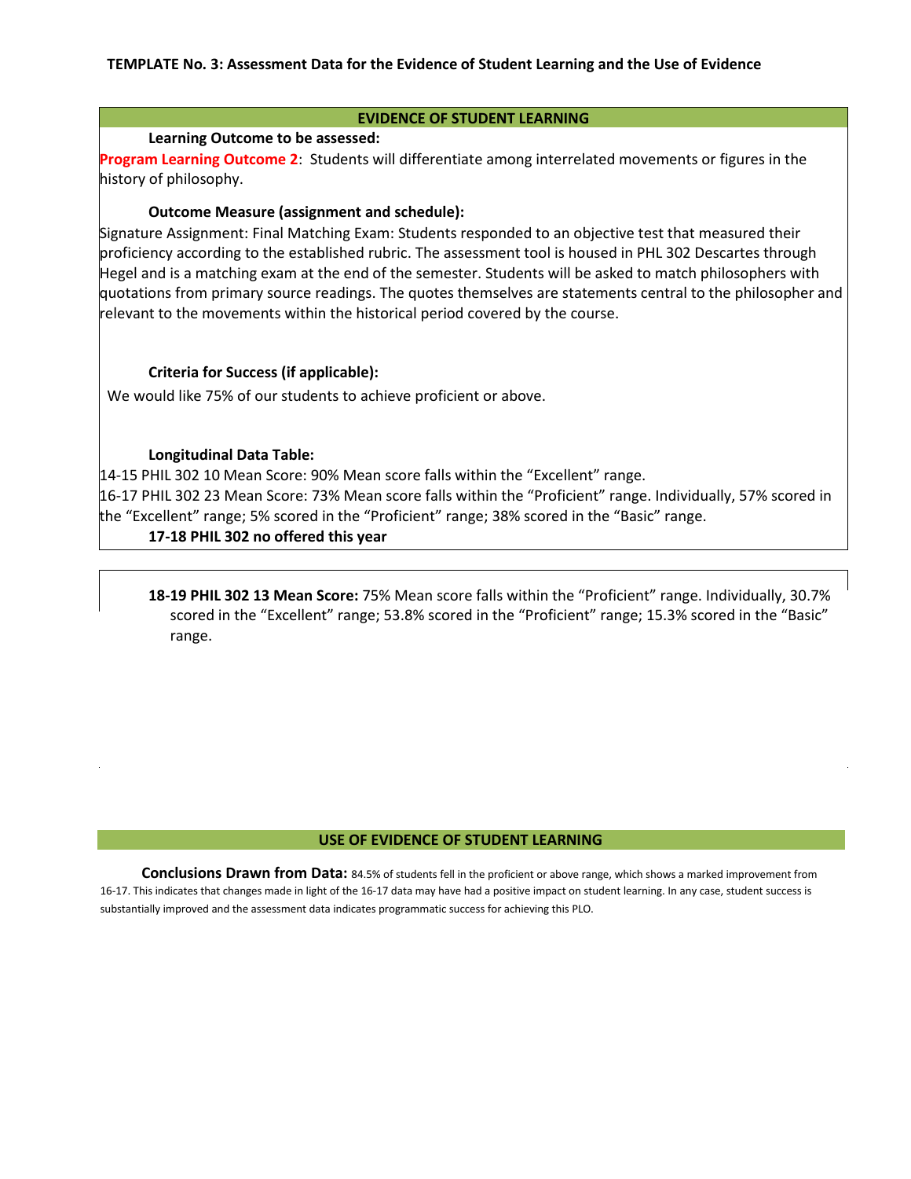**TEMPLATE No. 3: Assessment Data for the Evidence of Student Learning and the Use of Evidence**

## EVIDENCE OF STUDENT LEARNING

**Learning Outcome to be assessed:**

**Program Learning Outcome 2**: Students will differentiate among interrelated movements or figures in the history of philosophy.

**Outcome Measure (assignment and schedule):**

Signature Assignment: Final Matching Exam: Students responded to an objective test that measured their proficiency according to the established rubric. The assessment tool is housed in PHL 302 Descartes through Hegel and is a matching exam at the end of the semester. Students will be asked to match philosophers with quotations from primary source readings. The quotes themselves are statements central to the philosopher and relevant to the movements within the historical period covered by the course.

**Criteria for Success (if applicable):**

We would like 75% of our students to achieve proficient or above.

**Longitudinal Data Table:**

14-15 PHIL 302 10 Mean Score: 90% Mean score falls within the “Excellent” range.

16-17 PHIL 302 23 Mean Score: 73% Mean score falls within the “Proficient” range. Individually, 57% scored in the “Excellent” range; 5% scored in the “Proficient” range; 38% scored in the “Basic” range.

**17-18 PHIL 302 no offered this year**

**18-19 PHIL 302 13 Mean Score:** 75% Mean score falls within the “Proficient” range. Individually, 30.7% scored in the “Excellent” range; 53.8% scored in the “Proficient” range; 15.3% scored in the “Basic” range.

## USE OF EVIDENCE OF STUDENT LEARNING

**Conclusions Drawn from Data:** 84.5% of students fell in the proficient or above range, which shows a marked improvement from 16-17. This indicates that changes made in light of the 16-17 data may have had a positive impact on student learning. In any case, student success is substantially improved and the assessment data indicates programmatic success for achieving this PLO.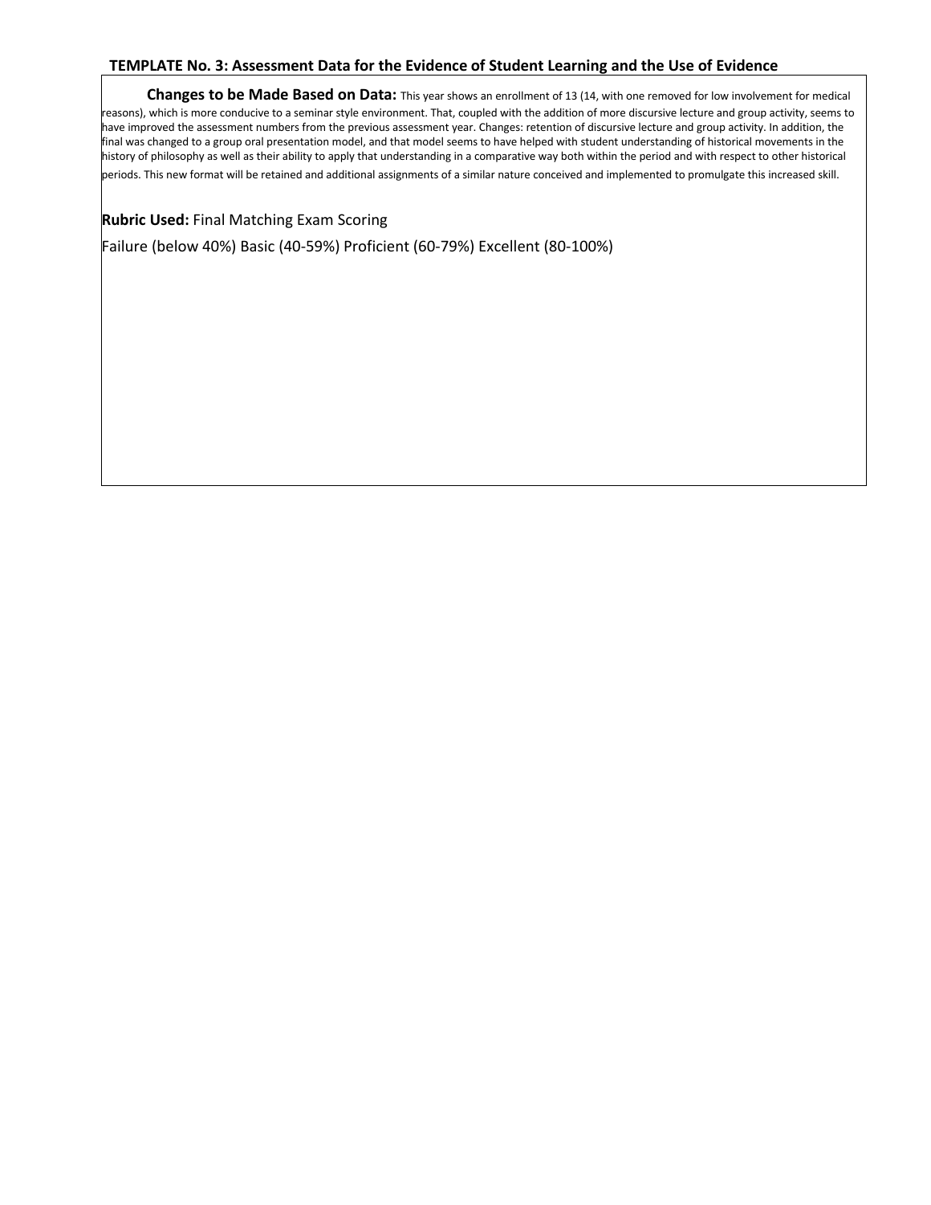### TEMPLATE No. 3: Assessment Data for the Evidence of Student Learning and the Use of Evidence

**Changes to be Made Based on Data:** This year shows an enrollment of 13 (14, with one removed for low involvement for medical reasons), which is more conducive to a seminar style environment. That, coupled with the addition of more discursive lecture and group activity, seems to have improved the assessment numbers from the previous assessment year. Changes: retention of discursive lecture and group activity. In addition, the final was changed to a group oral presentation model, and that model seems to have helped with student understanding of historical movements in the history of philosophy as well as their ability to apply that understanding in a comparative way both within the period and with respect to other historical periods. This new format will be retained and additional assignments of a similar nature conceived and implemented to promulgate this increased skill.

**Rubric Used:** Final Matching Exam Scoring

Failure (below 40%) Basic (40-59%) Proficient (60-79%) Excellent (80-100%)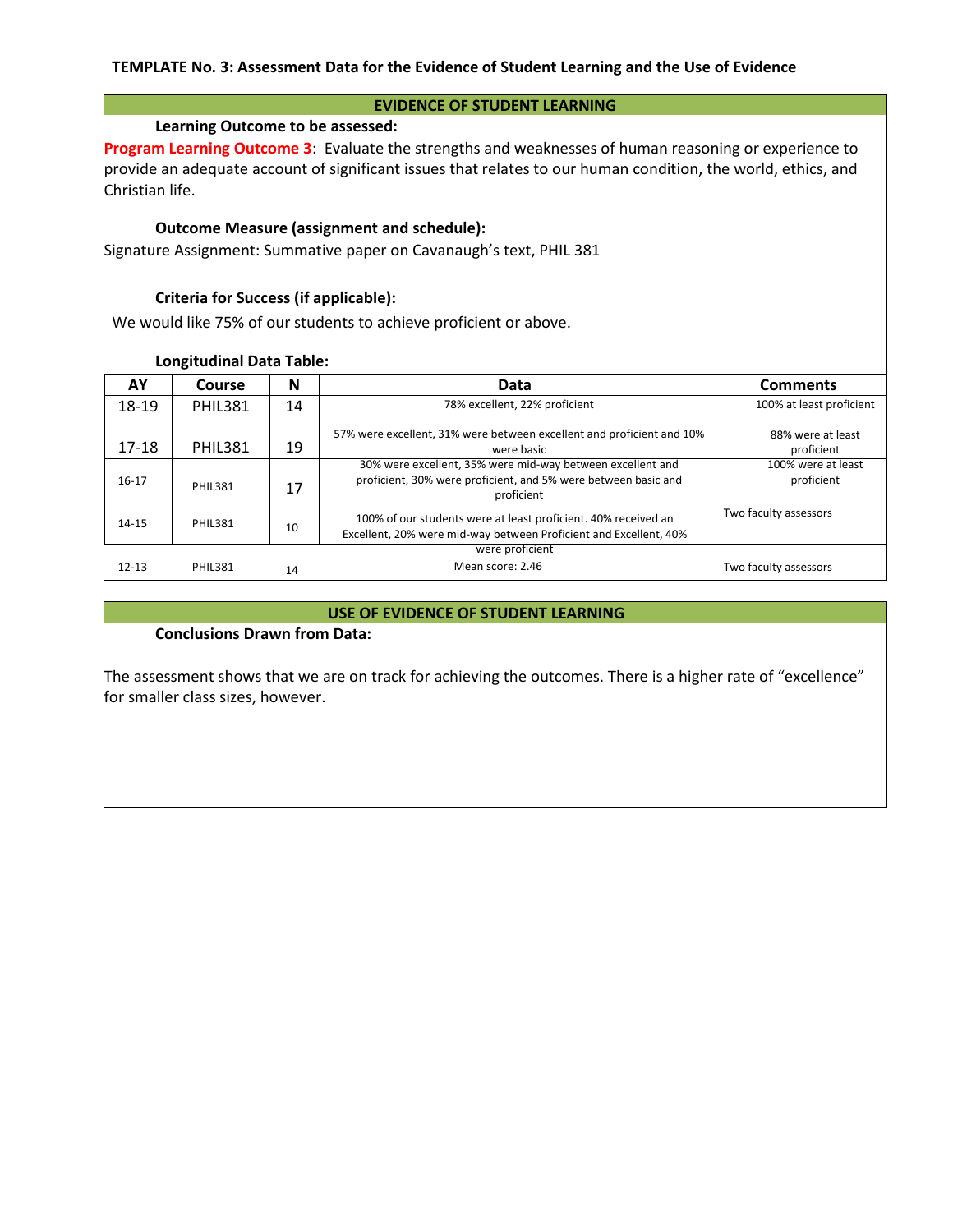**TEMPLATE No. 3: Assessment Data for the Evidence of Student Learning and the Use of Evidence**

## EVIDENCE OF STUDENT LEARNING

**Learning Outcome to be assessed:**

Program Learning Outcome 3: Evaluate the strengths and weaknesses of human reasoning or experience to provide an adequate account of significant issues that relates to our human condition, the world, ethics, and Christian life.

**Outcome Measure (assignment and schedule):**

Signature Assignment: Summative paper on Cavanaugh's text, PHIL 381

**Criteria for Success (if applicable):**

We would like 75% of our students to achieve proficient or above.

**Longitudinal Data Table:**

| AY | Course | N | Data | Comments |
|---|---|---|---|---|
| 18-19 | PHIL381 | 14 | 78% excellent, 22% proficient | 100% at least proficient |
| 17-18 | PHIL381 | 19 | 57% were excellent, 31% were between excellent and proficient and 10% were basic | 88% were at least proficient |
| 16-17 | PHIL381 | 17 | 30% were excellent, 35% were mid-way between excellent and proficient, 30% were proficient, and 5% were between basic and proficient | 100% were at least proficient<br><br>Two faculty assessors |
| 14-15 | PHIL381 | 10 | 100% of our students were at least proficient. 40% received an Excellent, 20% were mid-way between Proficient and Excellent, 40% were proficient | |
| 12-13 | PHIL381 | 14 | Mean score: 2.46 | Two faculty assessors |

## USE OF EVIDENCE OF STUDENT LEARNING

**Conclusions Drawn from Data:**

The assessment shows that we are on track for achieving the outcomes. There is a higher rate of "excellence" for smaller class sizes, however.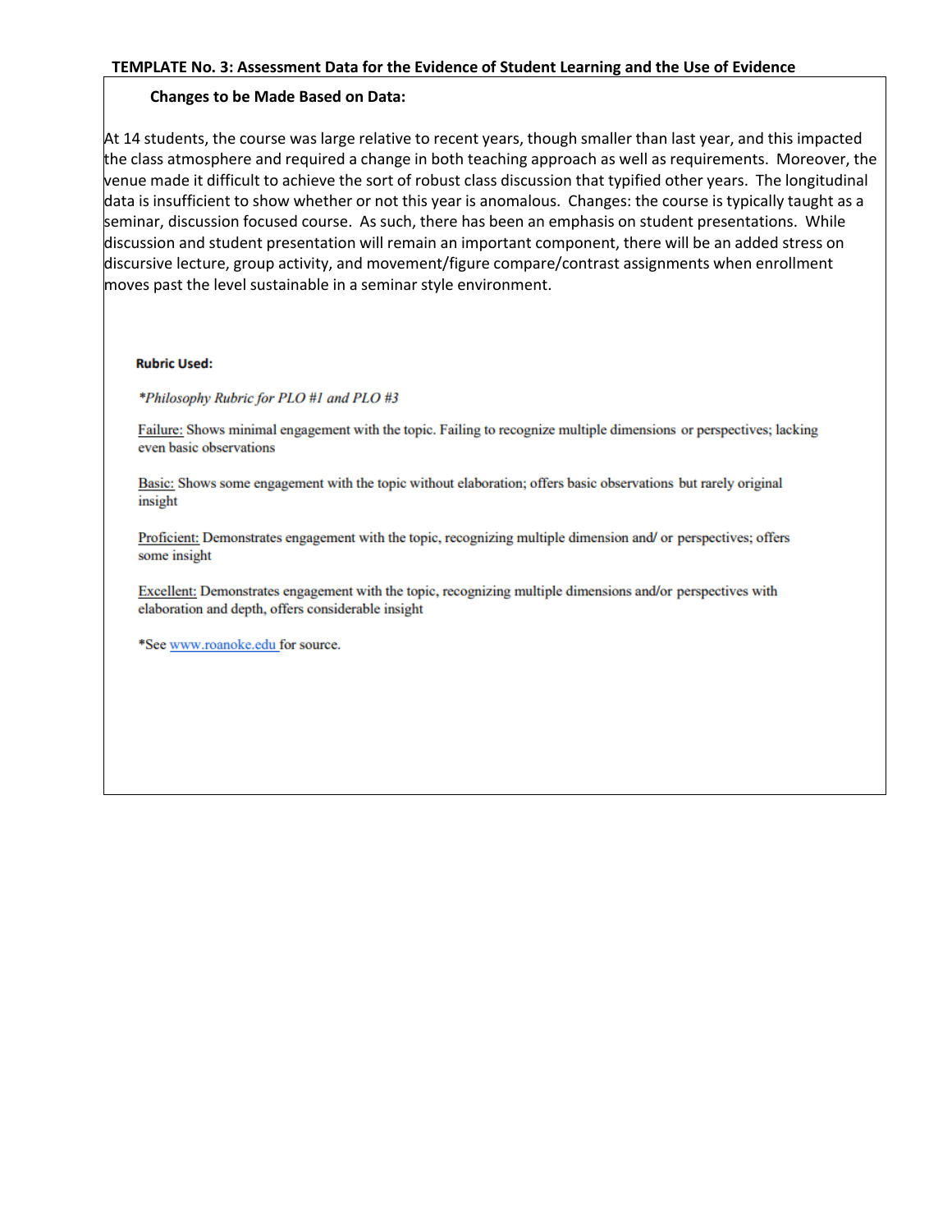**TEMPLATE No. 3: Assessment Data for the Evidence of Student Learning and the Use of Evidence**

**Changes to be Made Based on Data:**

At 14 students, the course was large relative to recent years, though smaller than last year, and this impacted the class atmosphere and required a change in both teaching approach as well as requirements. Moreover, the venue made it difficult to achieve the sort of robust class discussion that typified other years. The longitudinal data is insufficient to show whether or not this year is anomalous. Changes: the course is typically taught as a seminar, discussion focused course. As such, there has been an emphasis on student presentations. While discussion and student presentation will remain an important component, there will be an added stress on discursive lecture, group activity, and movement/figure compare/contrast assignments when enrollment moves past the level sustainable in a seminar style environment.

**Rubric Used:**

**Philosophy Rubric for PLO #1 and PLO #3*

Failure: Shows minimal engagement with the topic. Failing to recognize multiple dimensions or perspectives; lacking even basic observations

Basic: Shows some engagement with the topic without elaboration; offers basic observations but rarely original insight

Proficient: Demonstrates engagement with the topic, recognizing multiple dimension and/ or perspectives; offers some insight

Excellent: Demonstrates engagement with the topic, recognizing multiple dimensions and/or perspectives with elaboration and depth, offers considerable insight

*See www.roanoke.edu for source.